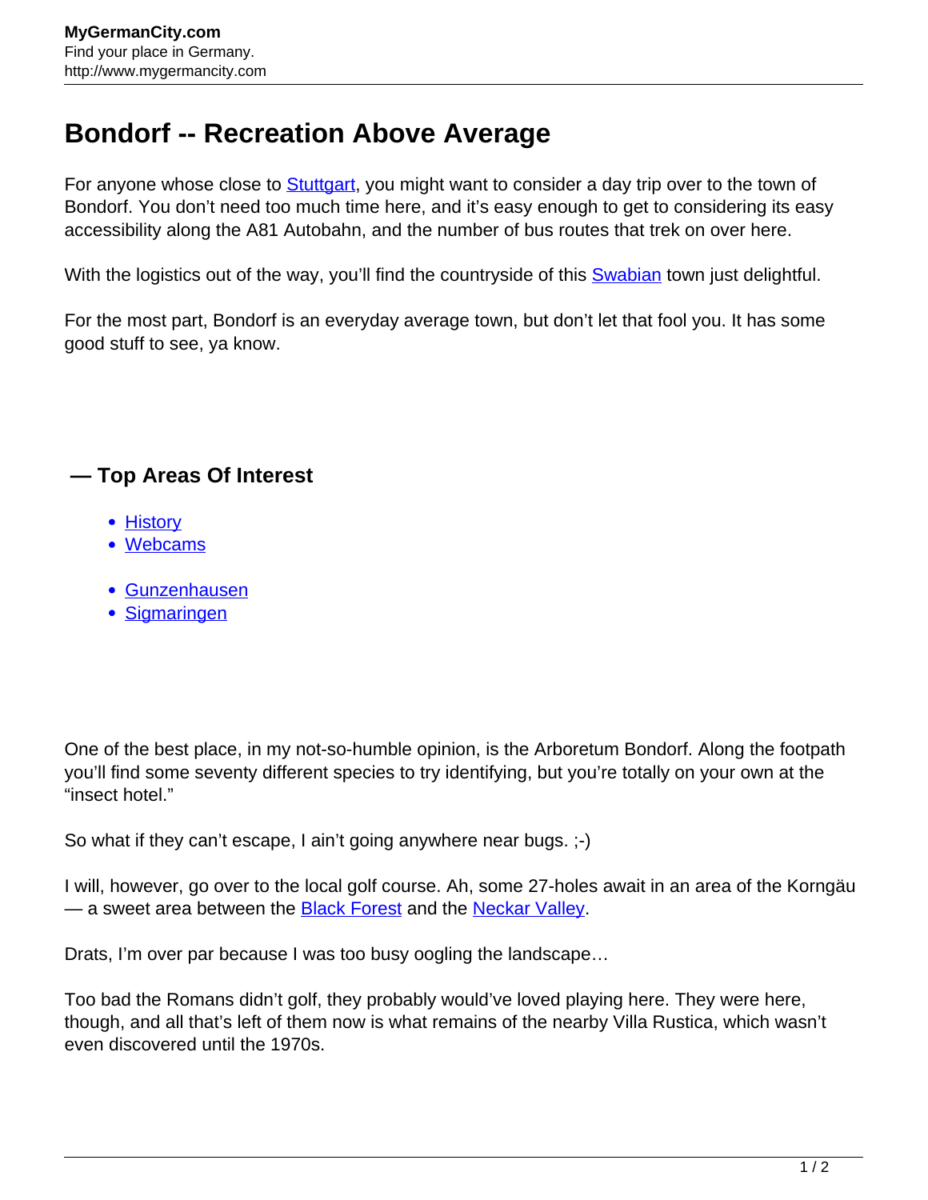# Bondorf -- Recreation Above Average

For anyone whose close to Stuttgart, you might want to consider a day trip over to the town of Bondorf. You don't need too much time here, and it's easy enough to get to considering its easy accessibility along the A81 Autobahn, and the number of bus routes that trek on over here.

With the logistics out of the way, you'll find the countryside of this Swabian town just delightful.

For the most part, Bondorf is an everyday average town, but don't let that fool you. It has some good stuff to see, ya know.

### — Top Areas Of Interest

- History
- Webcams

- Gunzenhausen
- Sigmaringen

One of the best place, in my not-so-humble opinion, is the Arboretum Bondorf. Along the footpath you'll find some seventy different species to try identifying, but you're totally on your own at the "insect hotel."

So what if they can't escape, I ain't going anywhere near bugs. ;-)

I will, however, go over to the local golf course. Ah, some 27-holes await in an area of the Korngäu — a sweet area between the Black Forest and the Neckar Valley.

Drats, I'm over par because I was too busy oogling the landscape…

Too bad the Romans didn't golf, they probably would've loved playing here. They were here, though, and all that's left of them now is what remains of the nearby Villa Rustica, which wasn't even discovered until the 1970s.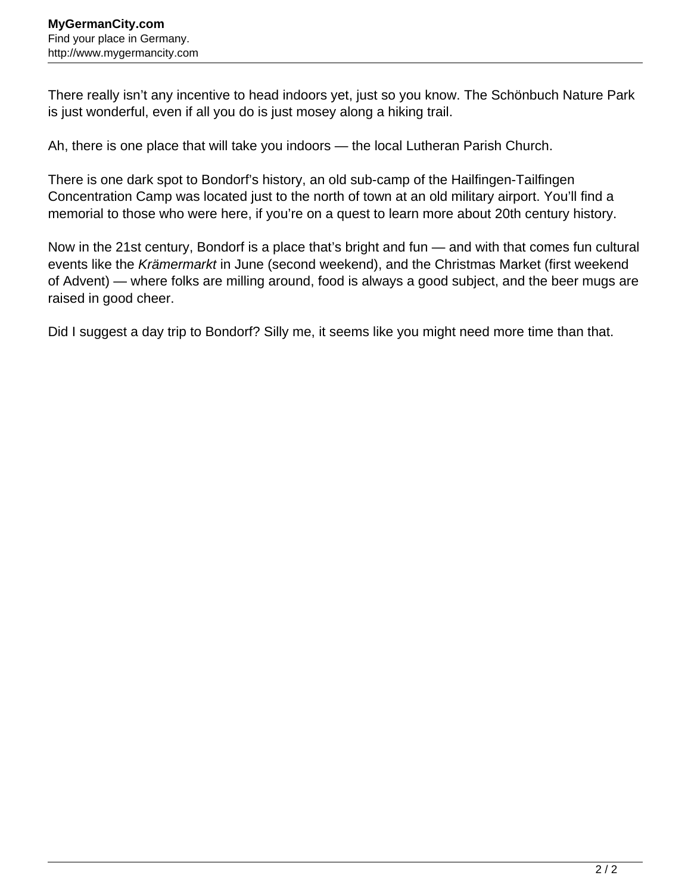There really isn’t any incentive to head indoors yet, just so you know. The Schönbuch Nature Park is just wonderful, even if all you do is just mosey along a hiking trail.

Ah, there is one place that will take you indoors — the local Lutheran Parish Church.

There is one dark spot to Bondorf’s history, an old sub-camp of the Hailfingen-Tailfingen Concentration Camp was located just to the north of town at an old military airport. You’ll find a memorial to those who were here, if you’re on a quest to learn more about 20th century history.

Now in the 21st century, Bondorf is a place that’s bright and fun — and with that comes fun cultural events like the *Krämermarkt* in June (second weekend), and the Christmas Market (first weekend of Advent) — where folks are milling around, food is always a good subject, and the beer mugs are raised in good cheer.

Did I suggest a day trip to Bondorf? Silly me, it seems like you might need more time than that.